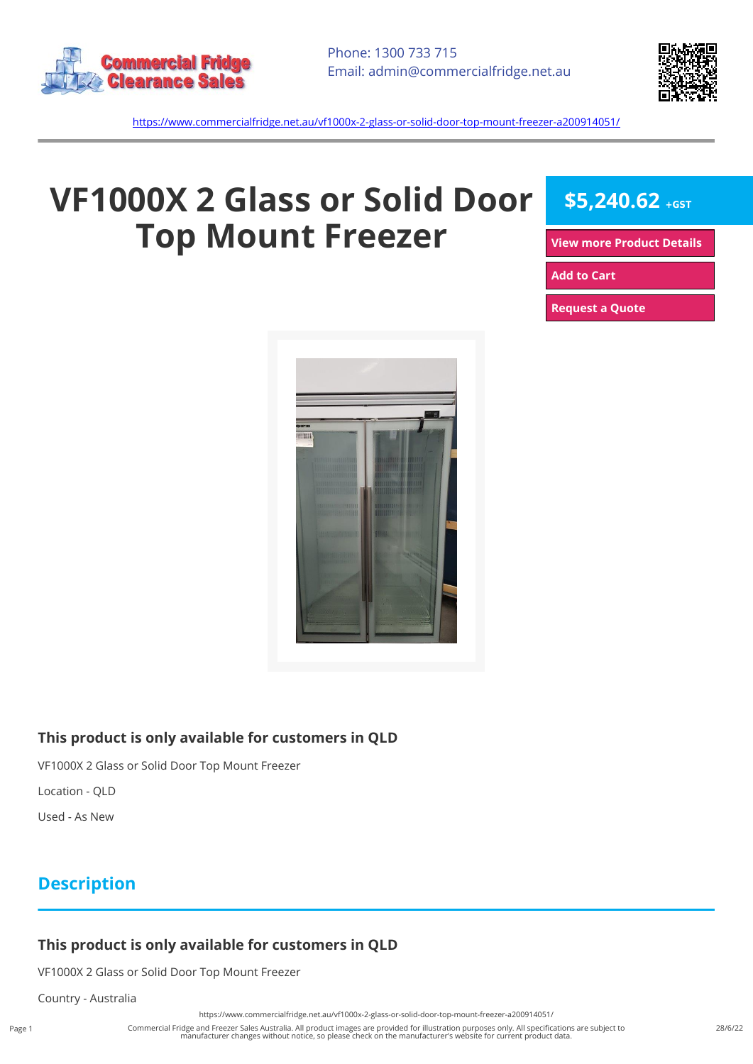Phone: 1300 733 715
Email: admin@commercialfridge.net.au

https://www.commercialfridge.net.au/vf1000x-2-glass-or-solid-door-top-mount-freezer-a200914051/

# VF1000X 2 Glass or Solid Door Top Mount Freezer

**$5,240.62** +GST

View more Product Details

Add to Cart

Request a Quote

### This product is only available for customers in QLD

VF1000X 2 Glass or Solid Door Top Mount Freezer

Location - QLD

Used - As New

## Description

### This product is only available for customers in QLD

VF1000X 2 Glass or Solid Door Top Mount Freezer

Country - Australia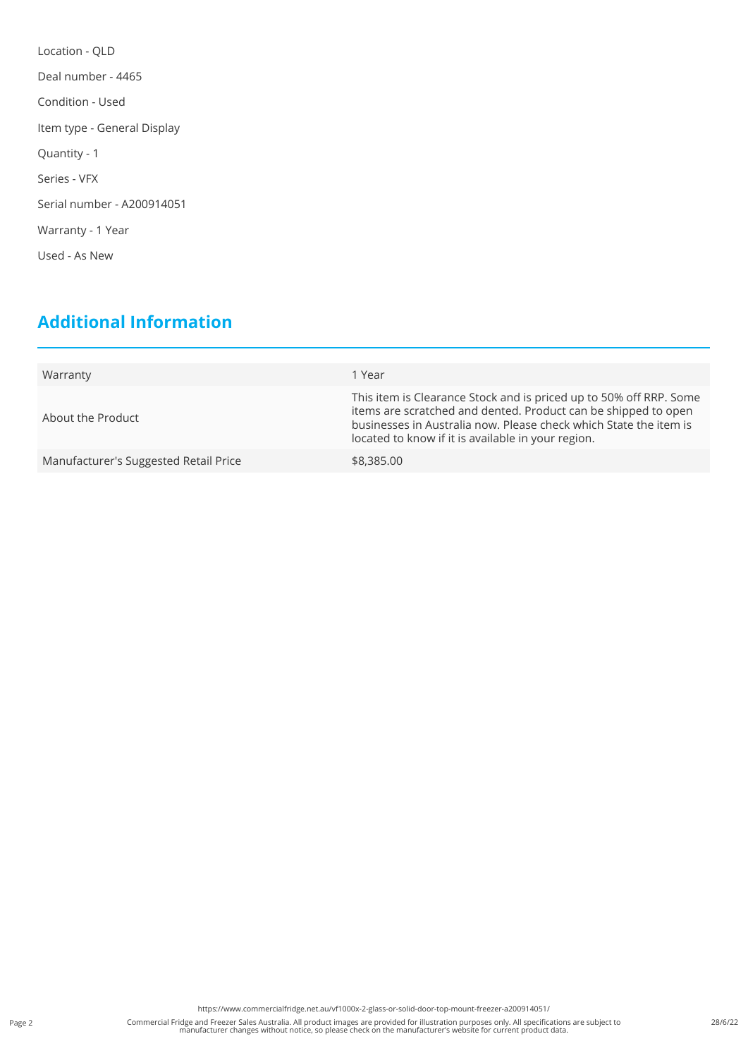Location - QLD

Deal number - 4465

Condition - Used

Item type - General Display

Quantity - 1

Series - VFX

Serial number - A200914051

Warranty - 1 Year

Used - As New

## Additional Information

| | |
|---|---|
| Warranty | 1 Year |
| About the Product | This item is Clearance Stock and is priced up to 50% off RRP. Some items are scratched and dented. Product can be shipped to open businesses in Australia now. Please check which State the item is located to know if it is available in your region. |
| Manufacturer's Suggested Retail Price | $8,385.00 |